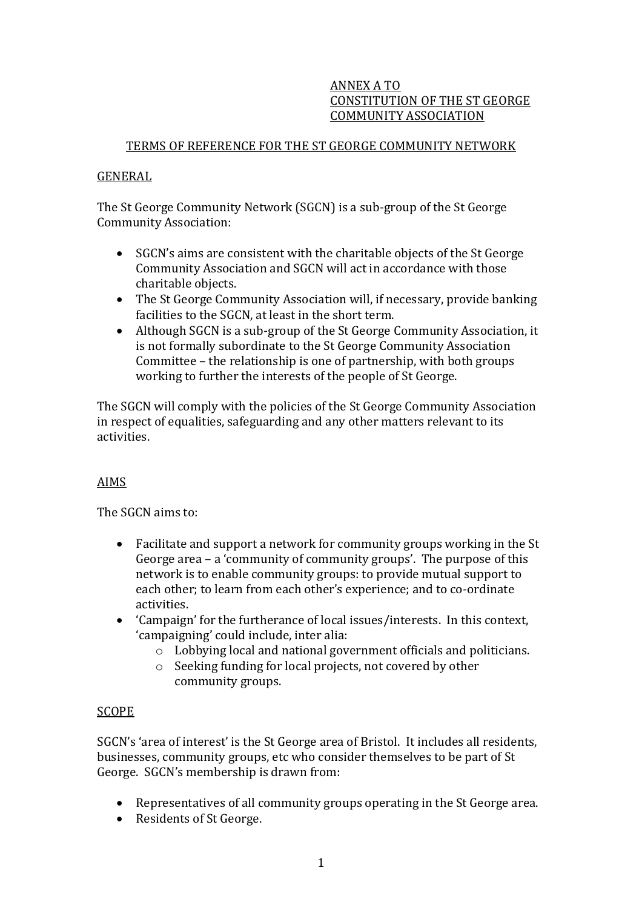ANNEX A TO
CONSTITUTION OF THE ST GEORGE
COMMUNITY ASSOCIATION

# TERMS OF REFERENCE FOR THE ST GEORGE COMMUNITY NETWORK

## GENERAL

The St George Community Network (SGCN) is a sub-group of the St George Community Association:

- SGCN's aims are consistent with the charitable objects of the St George Community Association and SGCN will act in accordance with those charitable objects.
- The St George Community Association will, if necessary, provide banking facilities to the SGCN, at least in the short term.
- Although SGCN is a sub-group of the St George Community Association, it is not formally subordinate to the St George Community Association Committee – the relationship is one of partnership, with both groups working to further the interests of the people of St George.

The SGCN will comply with the policies of the St George Community Association in respect of equalities, safeguarding and any other matters relevant to its activities.

## AIMS

The SGCN aims to:

- Facilitate and support a network for community groups working in the St George area – a 'community of community groups'. The purpose of this network is to enable community groups: to provide mutual support to each other; to learn from each other's experience; and to co-ordinate activities.
- 'Campaign' for the furtherance of local issues/interests. In this context, 'campaigning' could include, inter alia:
  - Lobbying local and national government officials and politicians.
  - Seeking funding for local projects, not covered by other community groups.

## SCOPE

SGCN's 'area of interest' is the St George area of Bristol. It includes all residents, businesses, community groups, etc who consider themselves to be part of St George. SGCN's membership is drawn from:

- Representatives of all community groups operating in the St George area.
- Residents of St George.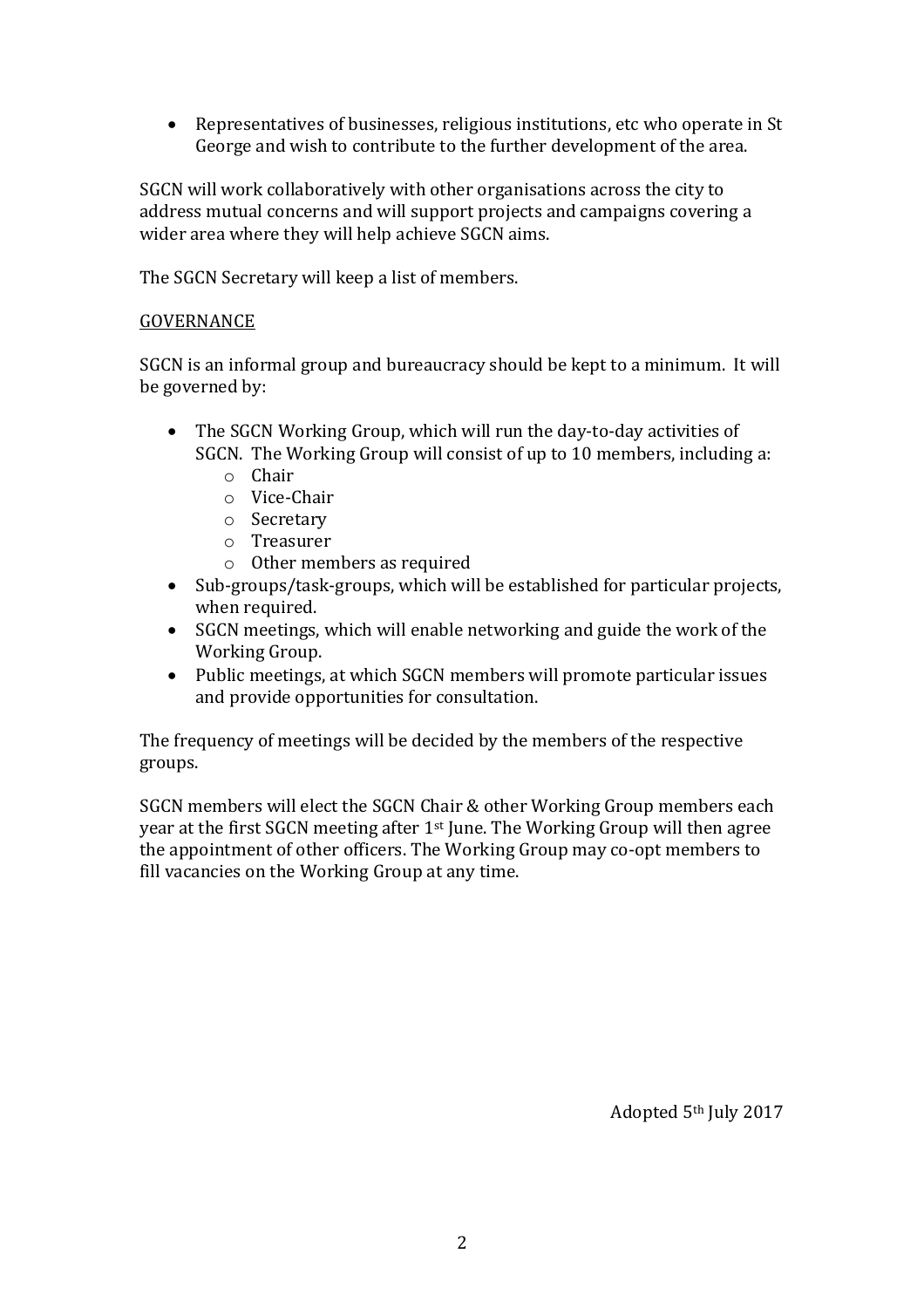- Representatives of businesses, religious institutions, etc who operate in St George and wish to contribute to the further development of the area.

SGCN will work collaboratively with other organisations across the city to address mutual concerns and will support projects and campaigns covering a wider area where they will help achieve SGCN aims.

The SGCN Secretary will keep a list of members.

## GOVERNANCE

SGCN is an informal group and bureaucracy should be kept to a minimum. It will be governed by:

- The SGCN Working Group, which will run the day-to-day activities of SGCN. The Working Group will consist of up to 10 members, including a:
  - Chair
  - Vice-Chair
  - Secretary
  - Treasurer
  - Other members as required
- Sub-groups/task-groups, which will be established for particular projects, when required.
- SGCN meetings, which will enable networking and guide the work of the Working Group.
- Public meetings, at which SGCN members will promote particular issues and provide opportunities for consultation.

The frequency of meetings will be decided by the members of the respective groups.

SGCN members will elect the SGCN Chair & other Working Group members each year at the first SGCN meeting after 1st June. The Working Group will then agree the appointment of other officers. The Working Group may co-opt members to fill vacancies on the Working Group at any time.

Adopted 5th July 2017